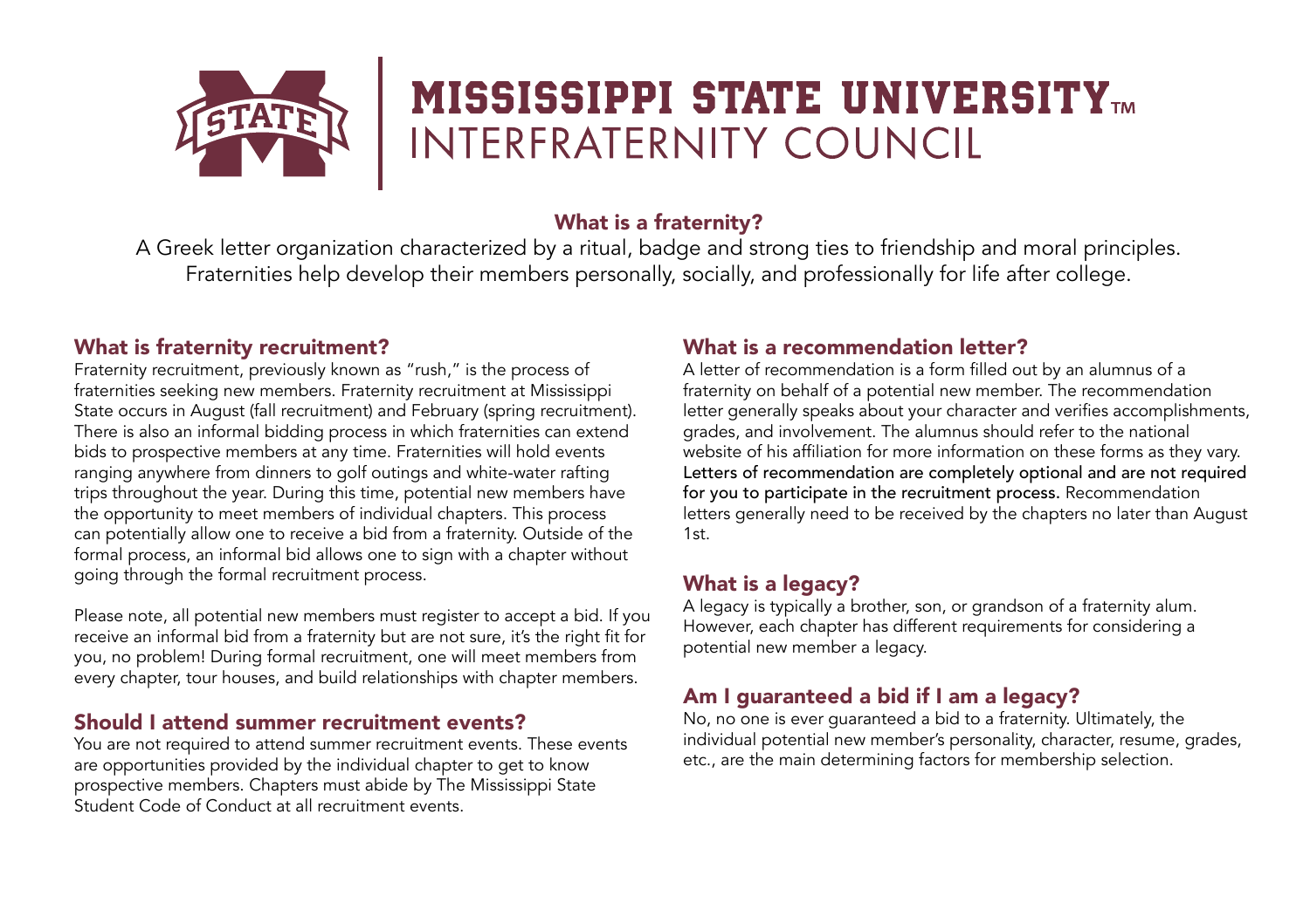# MISSISSIPPI STATE UNIVERSITY™
## INTERFRATERNITY COUNCIL

### What is a fraternity?

A Greek letter organization characterized by a ritual, badge and strong ties to friendship and moral principles. Fraternities help develop their members personally, socially, and professionally for life after college.

### What is fraternity recruitment?

Fraternity recruitment, previously known as "rush," is the process of fraternities seeking new members. Fraternity recruitment at Mississippi State occurs in August (fall recruitment) and February (spring recruitment). There is also an informal bidding process in which fraternities can extend bids to prospective members at any time. Fraternities will hold events ranging anywhere from dinners to golf outings and white-water rafting trips throughout the year. During this time, potential new members have the opportunity to meet members of individual chapters. This process can potentially allow one to receive a bid from a fraternity. Outside of the formal process, an informal bid allows one to sign with a chapter without going through the formal recruitment process.

Please note, all potential new members must register to accept a bid. If you receive an informal bid from a fraternity but are not sure, it's the right fit for you, no problem! During formal recruitment, one will meet members from every chapter, tour houses, and build relationships with chapter members.

### Should I attend summer recruitment events?

You are not required to attend summer recruitment events. These events are opportunities provided by the individual chapter to get to know prospective members. Chapters must abide by The Mississippi State Student Code of Conduct at all recruitment events.

### What is a recommendation letter?

A letter of recommendation is a form filled out by an alumnus of a fraternity on behalf of a potential new member. The recommendation letter generally speaks about your character and verifies accomplishments, grades, and involvement. The alumnus should refer to the national website of his affiliation for more information on these forms as they vary. **Letters of recommendation are completely optional and are not required for you to participate in the recruitment process.** Recommendation letters generally need to be received by the chapters no later than August 1st.

### What is a legacy?

A legacy is typically a brother, son, or grandson of a fraternity alum. However, each chapter has different requirements for considering a potential new member a legacy.

### Am I guaranteed a bid if I am a legacy?

No, no one is ever guaranteed a bid to a fraternity. Ultimately, the individual potential new member's personality, character, resume, grades, etc., are the main determining factors for membership selection.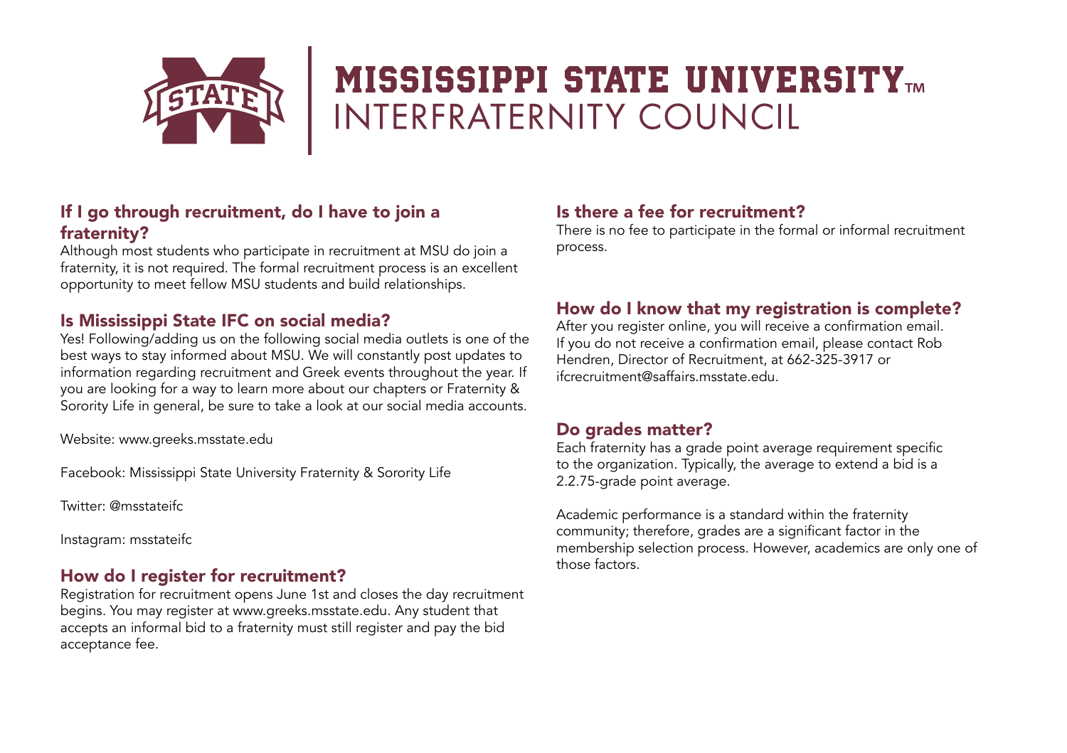# MISSISSIPPI STATE UNIVERSITY™
## INTERFRATERNITY COUNCIL

### If I go through recruitment, do I have to join a fraternity?

Although most students who participate in recruitment at MSU do join a fraternity, it is not required. The formal recruitment process is an excellent opportunity to meet fellow MSU students and build relationships.

### Is Mississippi State IFC on social media?

Yes! Following/adding us on the following social media outlets is one of the best ways to stay informed about MSU. We will constantly post updates to information regarding recruitment and Greek events throughout the year. If you are looking for a way to learn more about our chapters or Fraternity & Sorority Life in general, be sure to take a look at our social media accounts.

Website: www.greeks.msstate.edu

Facebook: Mississippi State University Fraternity & Sorority Life

Twitter: @msstateifc

Instagram: msstateifc

### How do I register for recruitment?

Registration for recruitment opens June 1st and closes the day recruitment begins. You may register at www.greeks.msstate.edu. Any student that accepts an informal bid to a fraternity must still register and pay the bid acceptance fee.

### Is there a fee for recruitment?

There is no fee to participate in the formal or informal recruitment process.

### How do I know that my registration is complete?

After you register online, you will receive a confirmation email. If you do not receive a confirmation email, please contact Rob Hendren, Director of Recruitment, at 662-325-3917 or ifcrecruitment@saffairs.msstate.edu.

### Do grades matter?

Each fraternity has a grade point average requirement specific to the organization. Typically, the average to extend a bid is a 2.2.75-grade point average.

Academic performance is a standard within the fraternity community; therefore, grades are a significant factor in the membership selection process. However, academics are only one of those factors.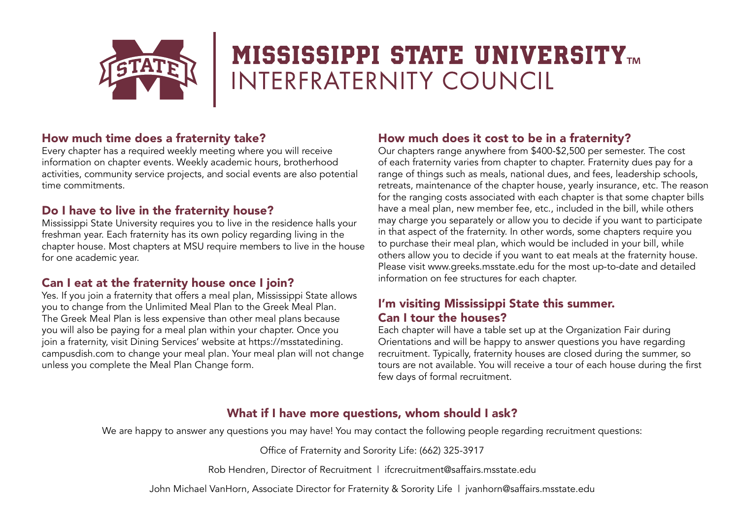# MISSISSIPPI STATE UNIVERSITY™
# INTERFRATERNITY COUNCIL

## How much time does a fraternity take?

Every chapter has a required weekly meeting where you will receive information on chapter events. Weekly academic hours, brotherhood activities, community service projects, and social events are also potential time commitments.

## Do I have to live in the fraternity house?

Mississippi State University requires you to live in the residence halls your freshman year. Each fraternity has its own policy regarding living in the chapter house. Most chapters at MSU require members to live in the house for one academic year.

## Can I eat at the fraternity house once I join?

Yes. If you join a fraternity that offers a meal plan, Mississippi State allows you to change from the Unlimited Meal Plan to the Greek Meal Plan. The Greek Meal Plan is less expensive than other meal plans because you will also be paying for a meal plan within your chapter. Once you join a fraternity, visit Dining Services' website at https://msstatedining.campusdish.com to change your meal plan. Your meal plan will not change unless you complete the Meal Plan Change form.

## How much does it cost to be in a fraternity?

Our chapters range anywhere from $400-$2,500 per semester. The cost of each fraternity varies from chapter to chapter. Fraternity dues pay for a range of things such as meals, national dues, and fees, leadership schools, retreats, maintenance of the chapter house, yearly insurance, etc. The reason for the ranging costs associated with each chapter is that some chapter bills have a meal plan, new member fee, etc., included in the bill, while others may charge you separately or allow you to decide if you want to participate in that aspect of the fraternity. In other words, some chapters require you to purchase their meal plan, which would be included in your bill, while others allow you to decide if you want to eat meals at the fraternity house. Please visit www.greeks.msstate.edu for the most up-to-date and detailed information on fee structures for each chapter.

## I'm visiting Mississippi State this summer. Can I tour the houses?

Each chapter will have a table set up at the Organization Fair during Orientations and will be happy to answer questions you have regarding recruitment. Typically, fraternity houses are closed during the summer, so tours are not available. You will receive a tour of each house during the first few days of formal recruitment.

## What if I have more questions, whom should I ask?

We are happy to answer any questions you may have! You may contact the following people regarding recruitment questions:

Office of Fraternity and Sorority Life: (662) 325-3917

Rob Hendren, Director of Recruitment | ifcrecruitment@saffairs.msstate.edu

John Michael VanHorn, Associate Director for Fraternity & Sorority Life | jvanhorn@saffairs.msstate.edu